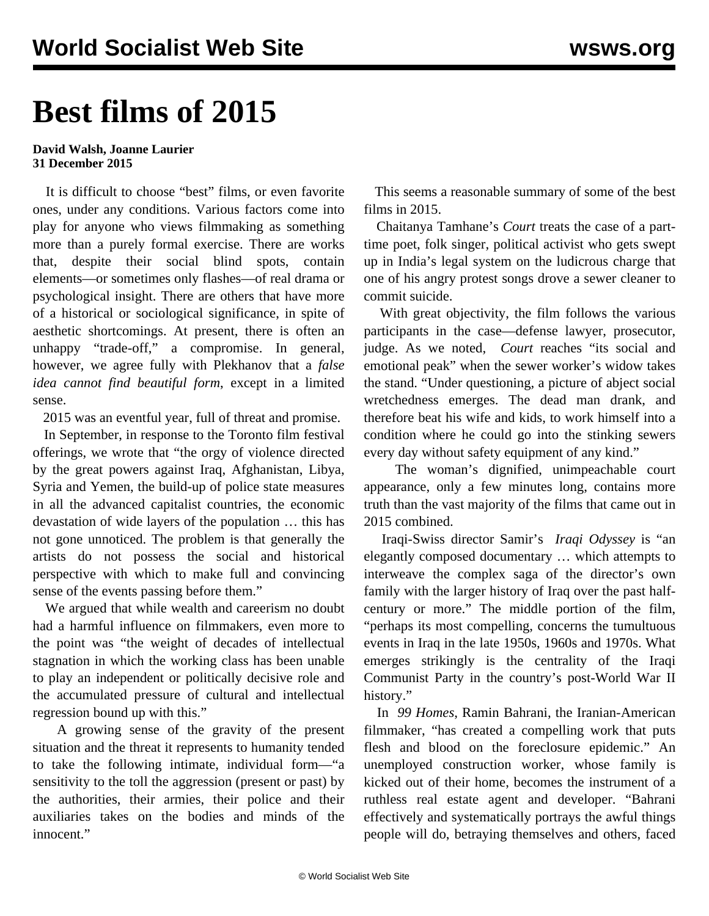# Best films of 2015

**David Walsh, Joanne Laurier**
**31 December 2015**

It is difficult to choose "best" films, or even favorite ones, under any conditions. Various factors come into play for anyone who views filmmaking as something more than a purely formal exercise. There are works that, despite their social blind spots, contain elements—or sometimes only flashes—of real drama or psychological insight. There are others that have more of a historical or sociological significance, in spite of aesthetic shortcomings. At present, there is often an unhappy "trade-off," a compromise. In general, however, we agree fully with Plekhanov that a *false idea cannot find beautiful form*, except in a limited sense.

2015 was an eventful year, full of threat and promise.

In September, in response to the Toronto film festival offerings, we wrote that "the orgy of violence directed by the great powers against Iraq, Afghanistan, Libya, Syria and Yemen, the build-up of police state measures in all the advanced capitalist countries, the economic devastation of wide layers of the population … this has not gone unnoticed. The problem is that generally the artists do not possess the social and historical perspective with which to make full and convincing sense of the events passing before them."

We argued that while wealth and careerism no doubt had a harmful influence on filmmakers, even more to the point was "the weight of decades of intellectual stagnation in which the working class has been unable to play an independent or politically decisive role and the accumulated pressure of cultural and intellectual regression bound up with this."

A growing sense of the gravity of the present situation and the threat it represents to humanity tended to take the following intimate, individual form—"a sensitivity to the toll the aggression (present or past) by the authorities, their armies, their police and their auxiliaries takes on the bodies and minds of the innocent."

This seems a reasonable summary of some of the best films in 2015.

Chaitanya Tamhane's *Court* treats the case of a part-time poet, folk singer, political activist who gets swept up in India's legal system on the ludicrous charge that one of his angry protest songs drove a sewer cleaner to commit suicide.

With great objectivity, the film follows the various participants in the case—defense lawyer, prosecutor, judge. As we noted, *Court* reaches "its social and emotional peak" when the sewer worker's widow takes the stand. "Under questioning, a picture of abject social wretchedness emerges. The dead man drank, and therefore beat his wife and kids, to work himself into a condition where he could go into the stinking sewers every day without safety equipment of any kind."

The woman's dignified, unimpeachable court appearance, only a few minutes long, contains more truth than the vast majority of the films that came out in 2015 combined.

Iraqi-Swiss director Samir's *Iraqi Odyssey* is "an elegantly composed documentary … which attempts to interweave the complex saga of the director's own family with the larger history of Iraq over the past half-century or more." The middle portion of the film, "perhaps its most compelling, concerns the tumultuous events in Iraq in the late 1950s, 1960s and 1970s. What emerges strikingly is the centrality of the Iraqi Communist Party in the country's post-World War II history."

In *99 Homes*, Ramin Bahrani, the Iranian-American filmmaker, "has created a compelling work that puts flesh and blood on the foreclosure epidemic." An unemployed construction worker, whose family is kicked out of their home, becomes the instrument of a ruthless real estate agent and developer. "Bahrani effectively and systematically portrays the awful things people will do, betraying themselves and others, faced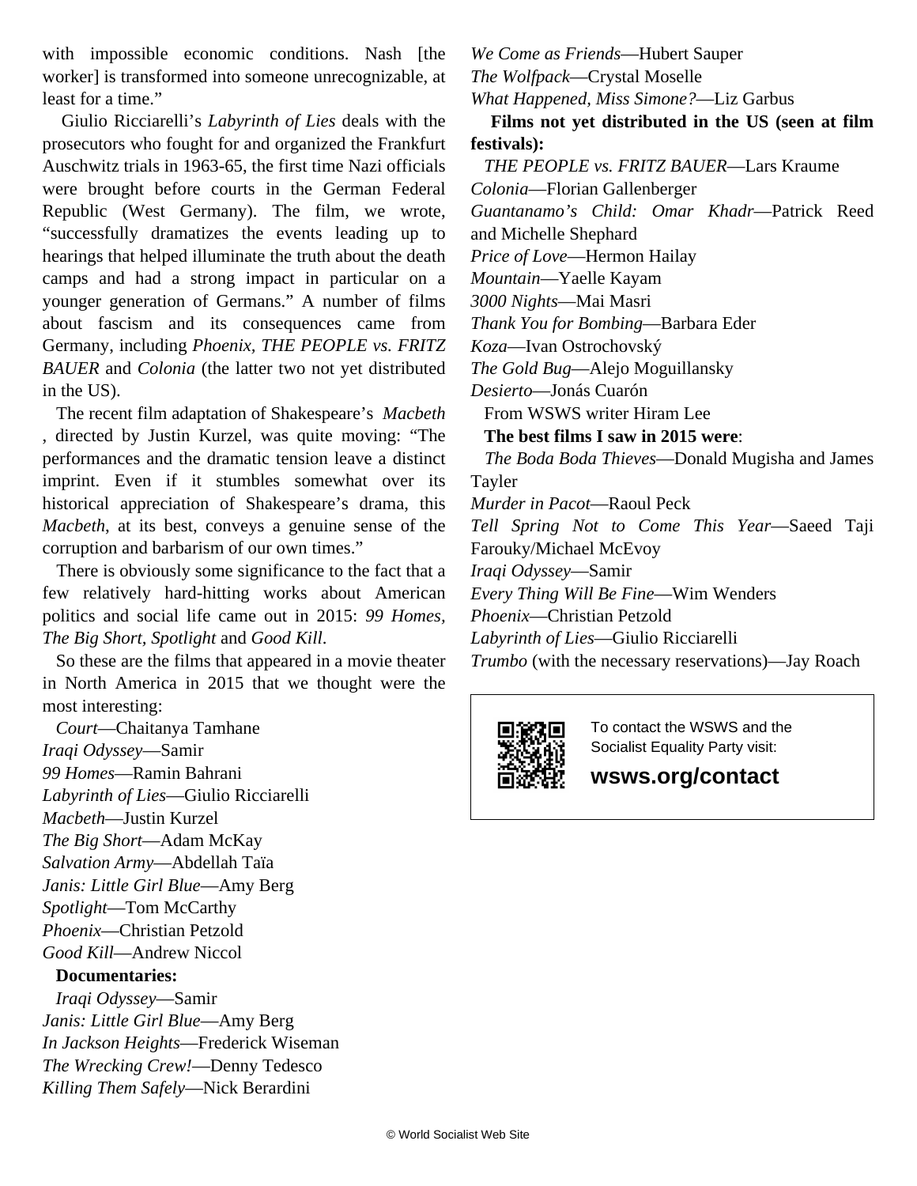with impossible economic conditions. Nash [the worker] is transformed into someone unrecognizable, at least for a time."

Giulio Ricciarelli's *Labyrinth of Lies* deals with the prosecutors who fought for and organized the Frankfurt Auschwitz trials in 1963-65, the first time Nazi officials were brought before courts in the German Federal Republic (West Germany). The film, we wrote, "successfully dramatizes the events leading up to hearings that helped illuminate the truth about the death camps and had a strong impact in particular on a younger generation of Germans." A number of films about fascism and its consequences came from Germany, including *Phoenix, THE PEOPLE vs. FRITZ BAUER* and *Colonia* (the latter two not yet distributed in the US).

The recent film adaptation of Shakespeare's *Macbeth*, directed by Justin Kurzel, was quite moving: "The performances and the dramatic tension leave a distinct imprint. Even if it stumbles somewhat over its historical appreciation of Shakespeare's drama, this *Macbeth*, at its best, conveys a genuine sense of the corruption and barbarism of our own times."

There is obviously some significance to the fact that a few relatively hard-hitting works about American politics and social life came out in 2015: *99 Homes, The Big Short, Spotlight* and *Good Kill*.

So these are the films that appeared in a movie theater in North America in 2015 that we thought were the most interesting:

*Court*—Chaitanya Tamhane
*Iraqi Odyssey*—Samir
*99 Homes*—Ramin Bahrani
*Labyrinth of Lies*—Giulio Ricciarelli
*Macbeth*—Justin Kurzel
*The Big Short*—Adam McKay
*Salvation Army*—Abdellah Taïa
*Janis: Little Girl Blue*—Amy Berg
*Spotlight*—Tom McCarthy
*Phoenix*—Christian Petzold
*Good Kill*—Andrew Niccol

**Documentaries:**

*Iraqi Odyssey*—Samir
*Janis: Little Girl Blue*—Amy Berg
*In Jackson Heights*—Frederick Wiseman
*The Wrecking Crew!*—Denny Tedesco
*Killing Them Safely*—Nick Berardini
*We Come as Friends*—Hubert Sauper
*The Wolfpack*—Crystal Moselle
*What Happened, Miss Simone?*—Liz Garbus

**Films not yet distributed in the US (seen at film festivals):**

*THE PEOPLE vs. FRITZ BAUER*—Lars Kraume
*Colonia*—Florian Gallenberger
*Guantanamo's Child: Omar Khadr*—Patrick Reed and Michelle Shephard
*Price of Love*—Hermon Hailay
*Mountain*—Yaelle Kayam
*3000 Nights*—Mai Masri
*Thank You for Bombing*—Barbara Eder
*Koza*—Ivan Ostrochovský
*The Gold Bug*—Alejo Moguillansky
*Desierto*—Jonás Cuarón

From WSWS writer Hiram Lee

**The best films I saw in 2015 were**:

*The Boda Boda Thieves*—Donald Mugisha and James Tayler
*Murder in Pacot*—Raoul Peck
*Tell Spring Not to Come This Year*—Saeed Taji Farouky/Michael McEvoy
*Iraqi Odyssey*—Samir
*Every Thing Will Be Fine*—Wim Wenders
*Phoenix*—Christian Petzold
*Labyrinth of Lies*—Giulio Ricciarelli
*Trumbo* (with the necessary reservations)—Jay Roach

To contact the WSWS and the Socialist Equality Party visit:

**wsws.org/contact**